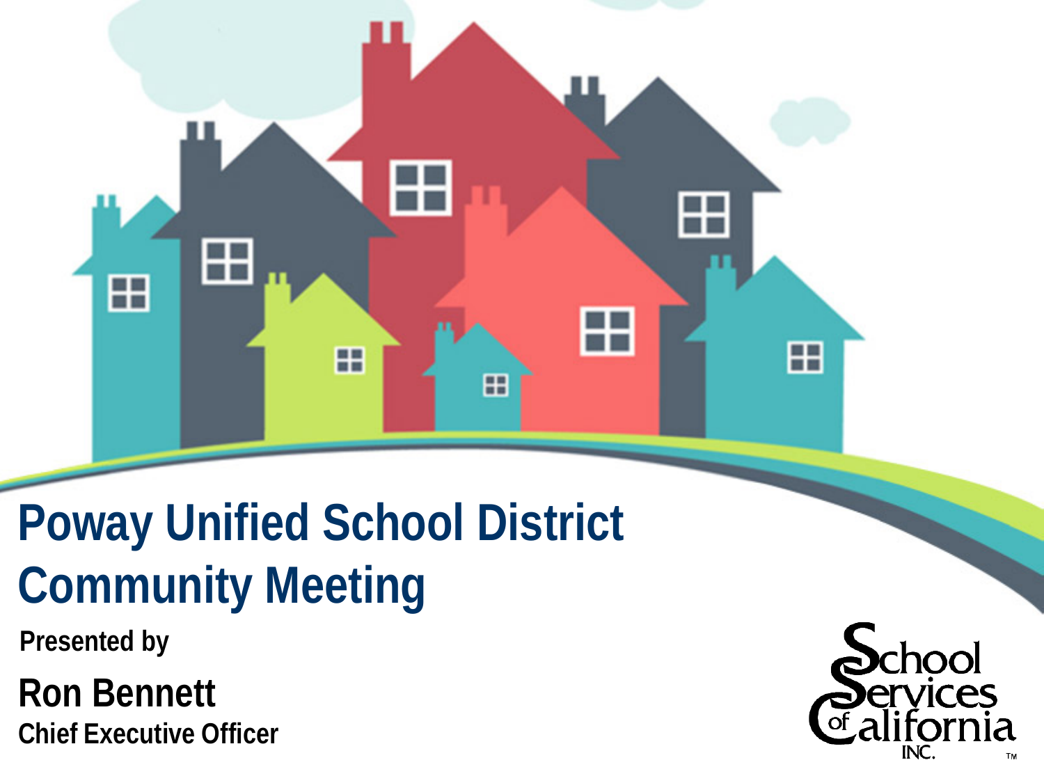# Poway Unified School District Community Meeting

**Presented by**

**Ron Bennett**

**Chief Executive Officer**

School Services of California INC.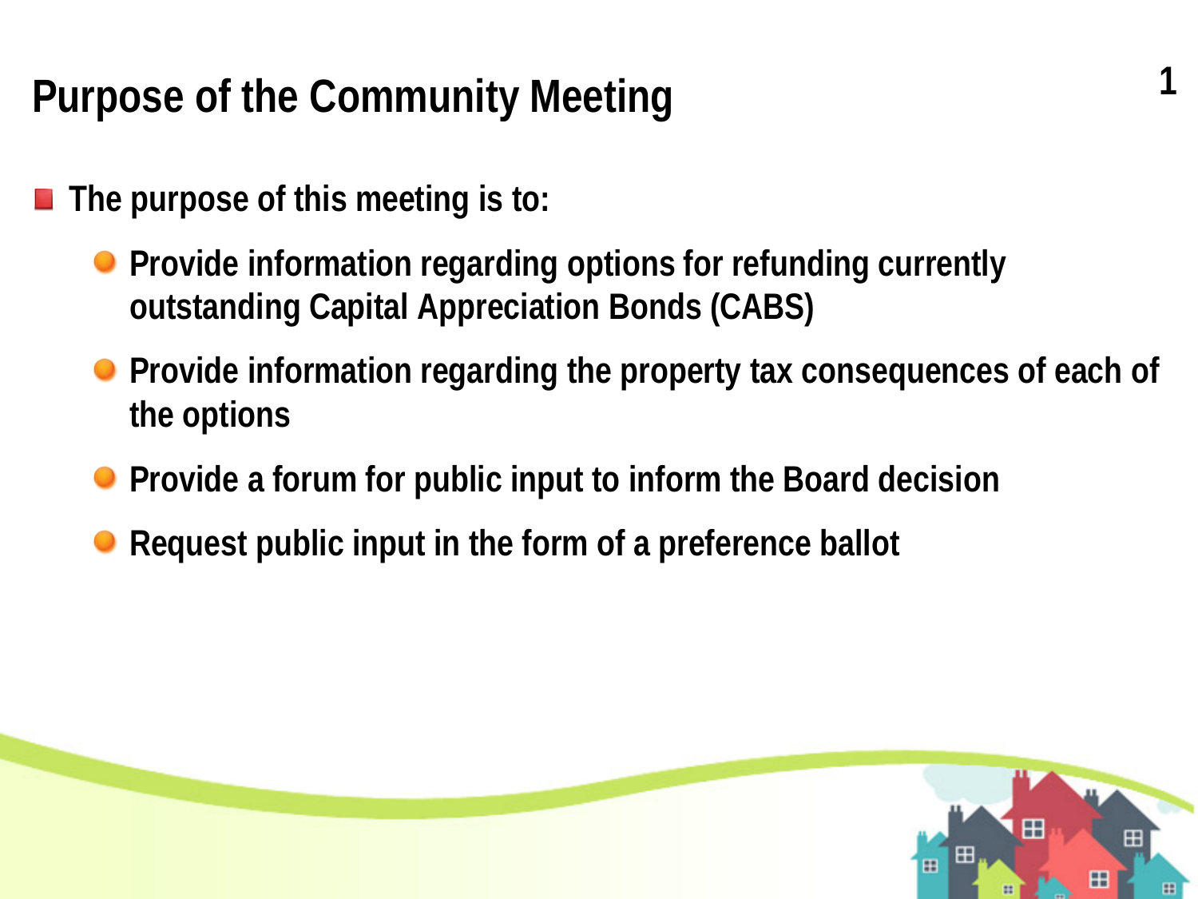# Purpose of the Community Meeting

- The purpose of this meeting is to:
  - Provide information regarding options for refunding currently outstanding Capital Appreciation Bonds (CABS)
  - Provide information regarding the property tax consequences of each of the options
  - Provide a forum for public input to inform the Board decision
  - Request public input in the form of a preference ballot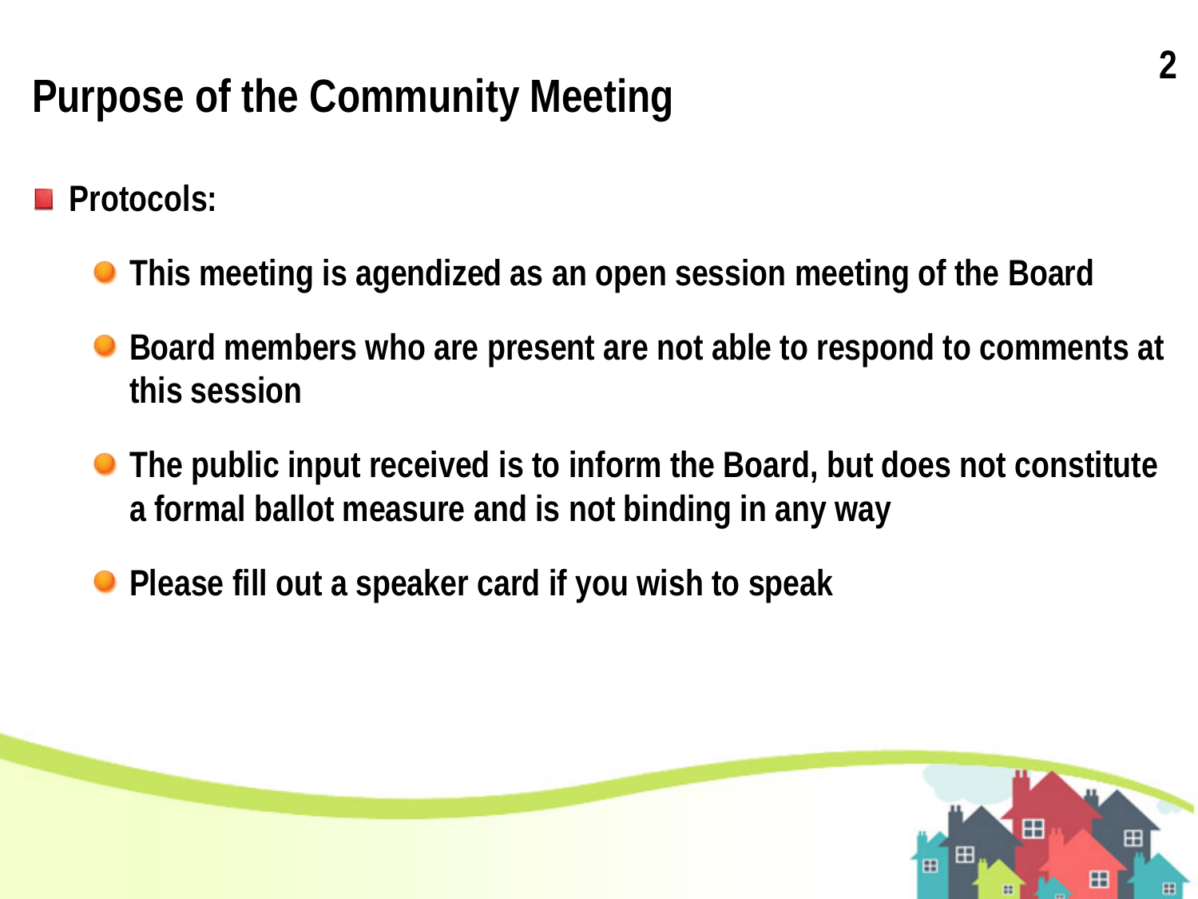# Purpose of the Community Meeting

- **Protocols:**
  - **This meeting is agendized as an open session meeting of the Board**
  - **Board members who are present are not able to respond to comments at this session**
  - **The public input received is to inform the Board, but does not constitute a formal ballot measure and is not binding in any way**
  - **Please fill out a speaker card if you wish to speak**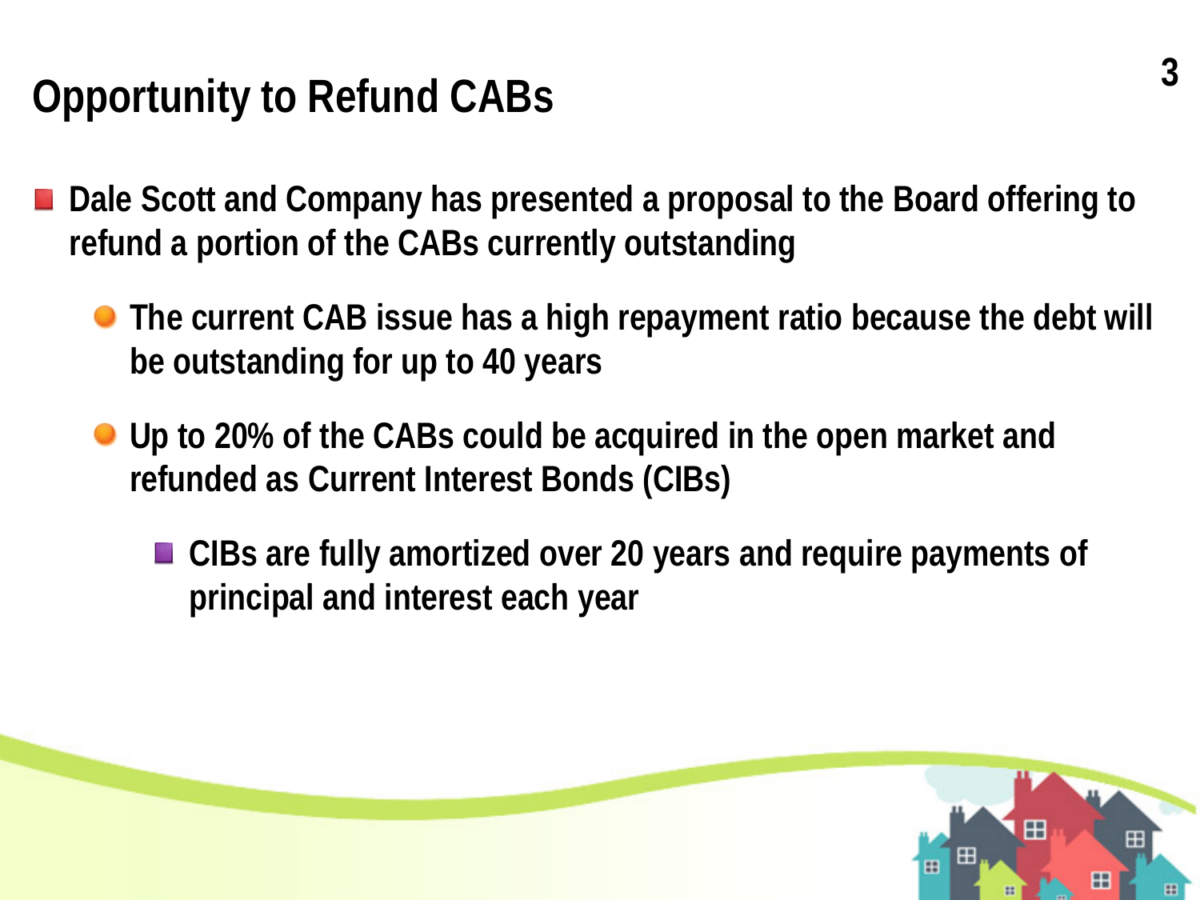# Opportunity to Refund CABs

- Dale Scott and Company has presented a proposal to the Board offering to refund a portion of the CABs currently outstanding
  - The current CAB issue has a high repayment ratio because the debt will be outstanding for up to 40 years
  - Up to 20% of the CABs could be acquired in the open market and refunded as Current Interest Bonds (CIBs)
    - CIBs are fully amortized over 20 years and require payments of principal and interest each year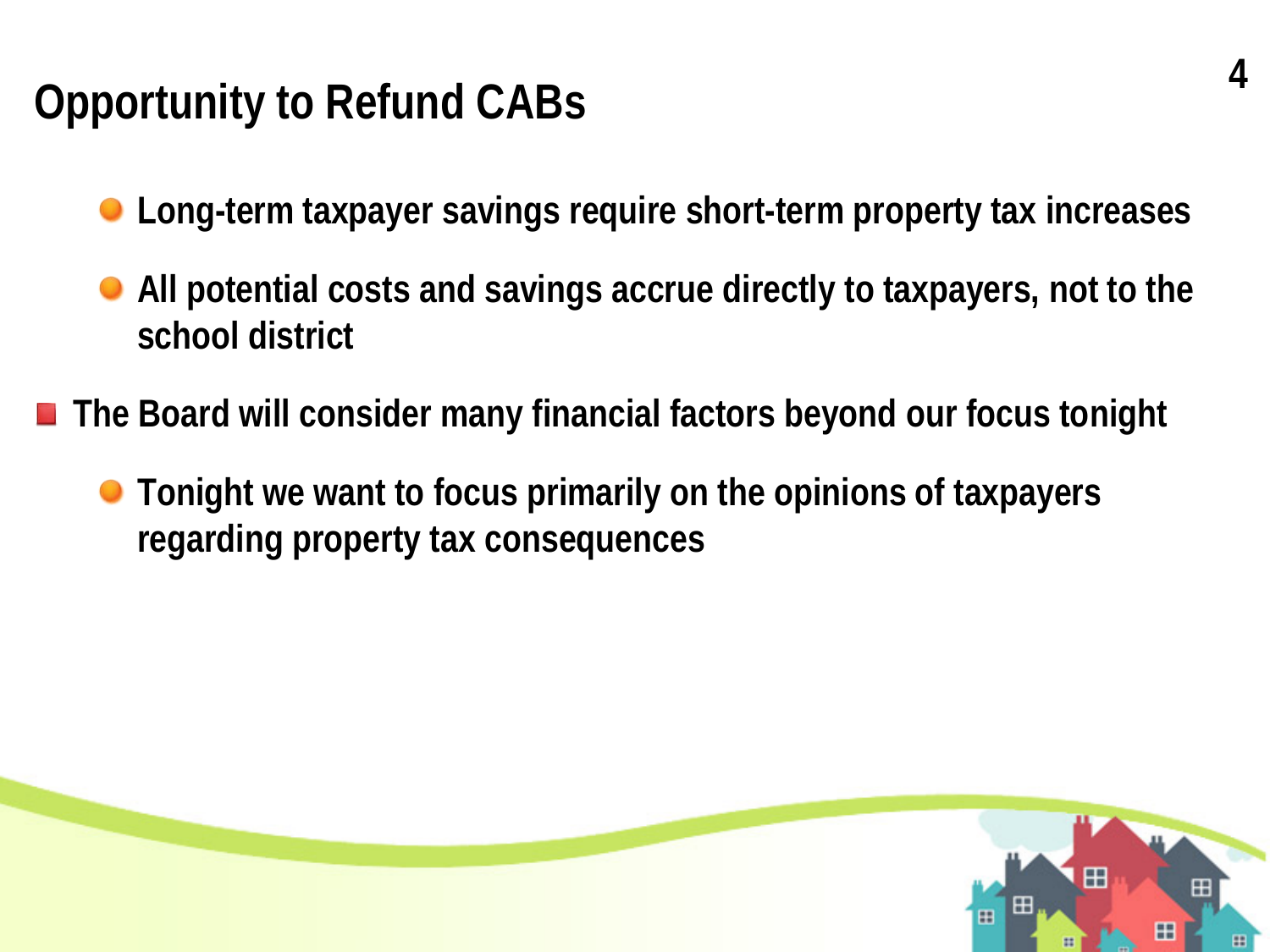# Opportunity to Refund CABs

- Long-term taxpayer savings require short-term property tax increases
- All potential costs and savings accrue directly to taxpayers, not to the school district

- The Board will consider many financial factors beyond our focus tonight
  - Tonight we want to focus primarily on the opinions of taxpayers regarding property tax consequences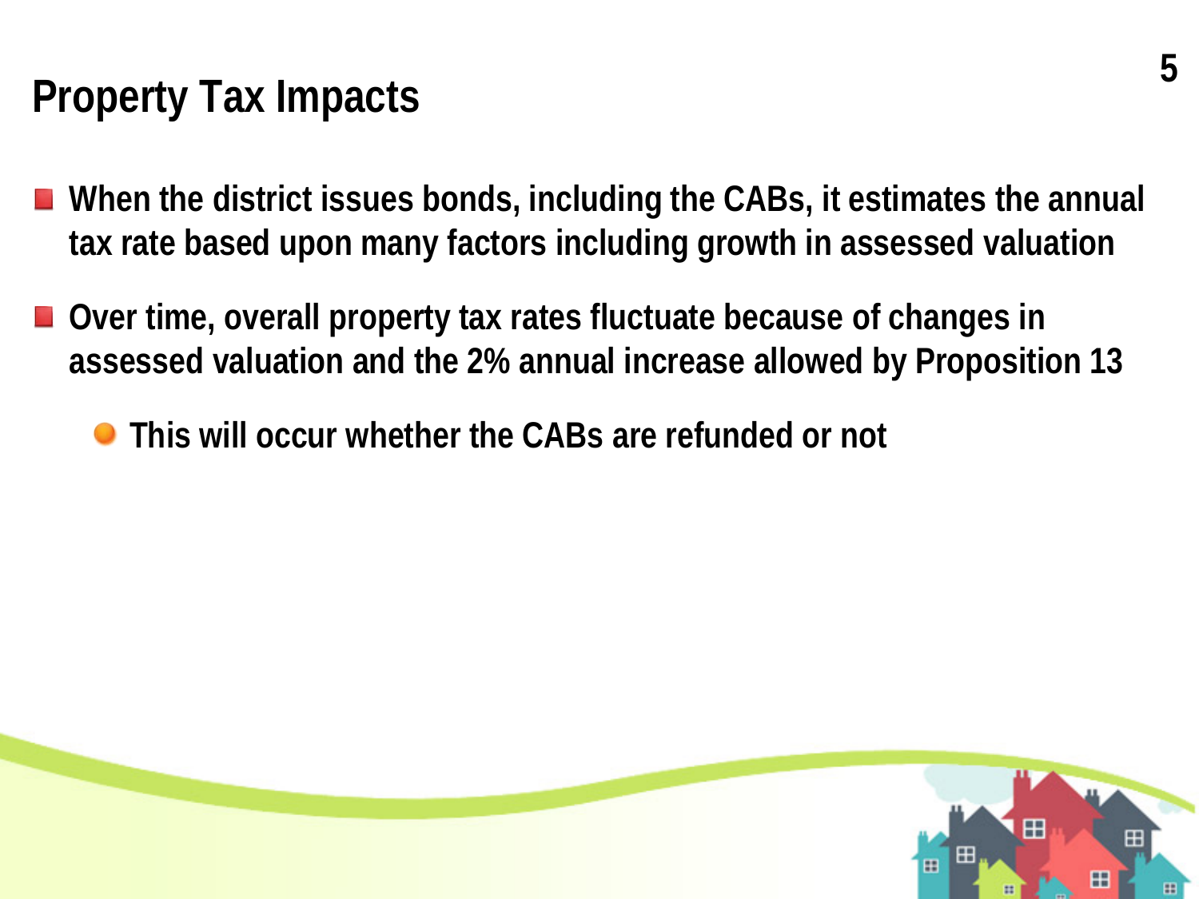# Property Tax Impacts

- When the district issues bonds, including the CABs, it estimates the annual tax rate based upon many factors including growth in assessed valuation
- Over time, overall property tax rates fluctuate because of changes in assessed valuation and the 2% annual increase allowed by Proposition 13
  - This will occur whether the CABs are refunded or not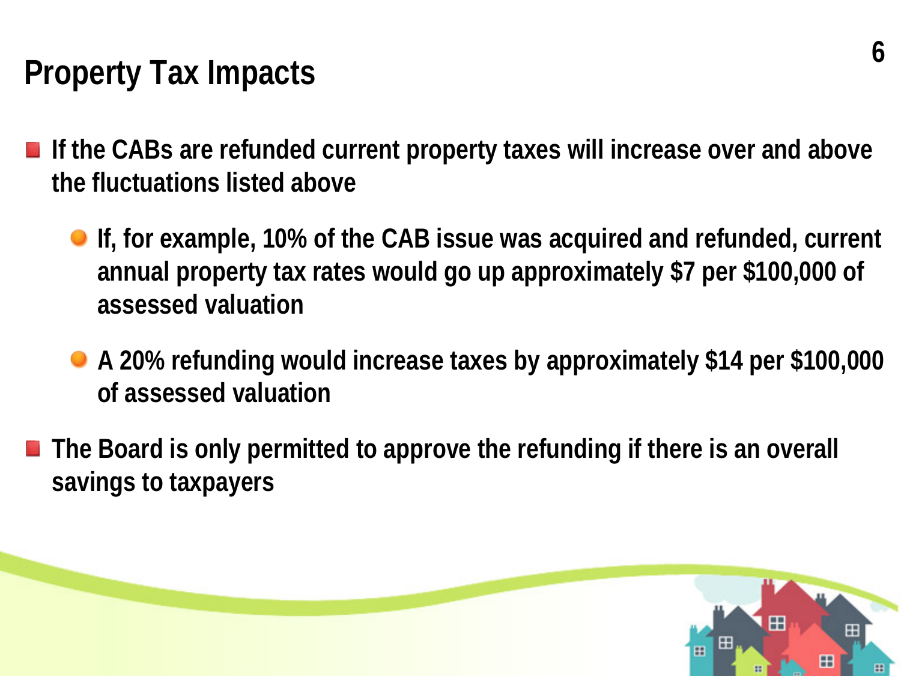# Property Tax Impacts

- If the CABs are refunded current property taxes will increase over and above the fluctuations listed above
  - If, for example, 10% of the CAB issue was acquired and refunded, current annual property tax rates would go up approximately $7 per $100,000 of assessed valuation
  - A 20% refunding would increase taxes by approximately $14 per $100,000 of assessed valuation
- The Board is only permitted to approve the refunding if there is an overall savings to taxpayers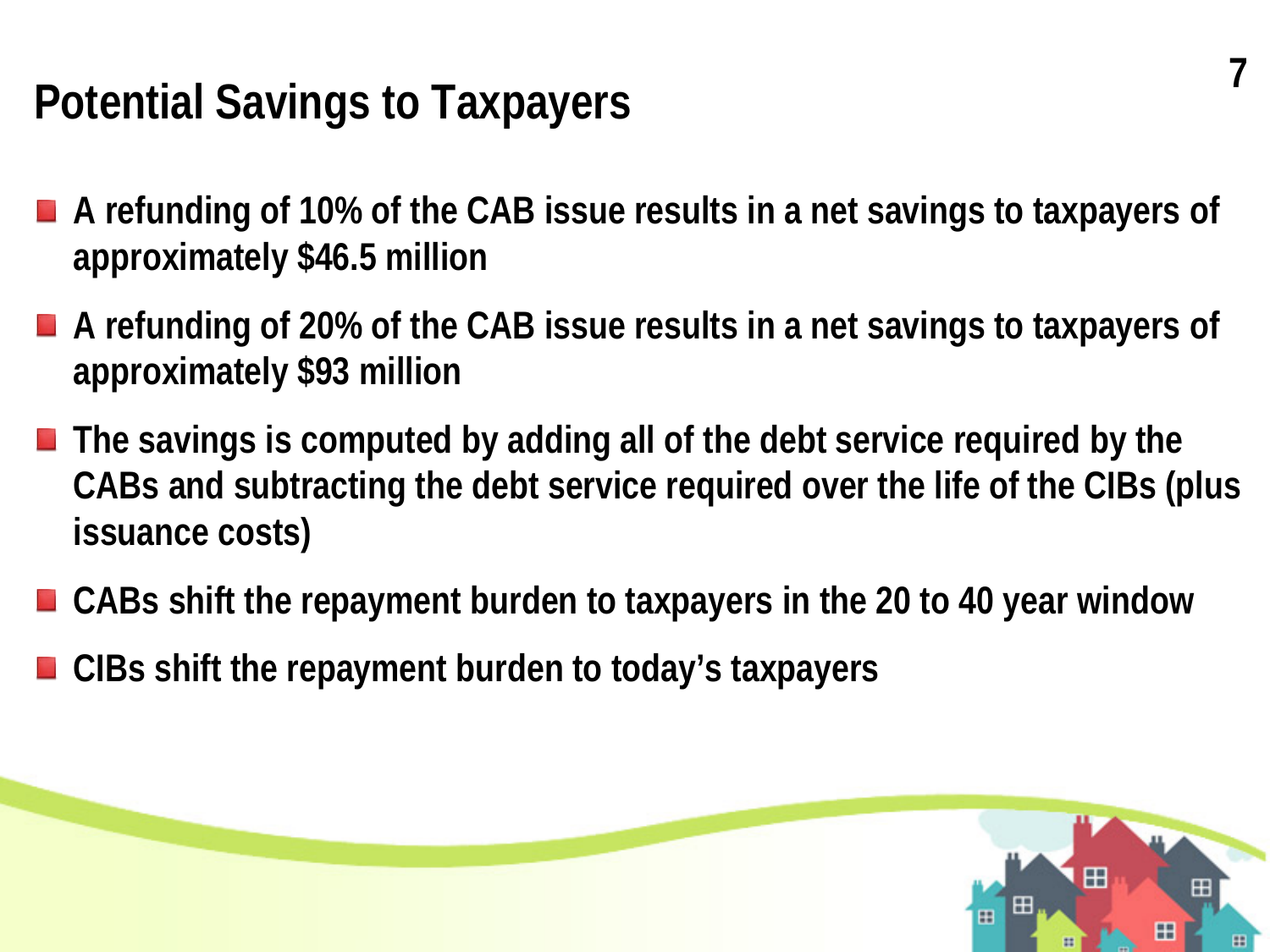# Potential Savings to Taxpayers

- A refunding of 10% of the CAB issue results in a net savings to taxpayers of approximately $46.5 million
- A refunding of 20% of the CAB issue results in a net savings to taxpayers of approximately $93 million
- The savings is computed by adding all of the debt service required by the CABs and subtracting the debt service required over the life of the CIBs (plus issuance costs)
- CABs shift the repayment burden to taxpayers in the 20 to 40 year window
- CIBs shift the repayment burden to today's taxpayers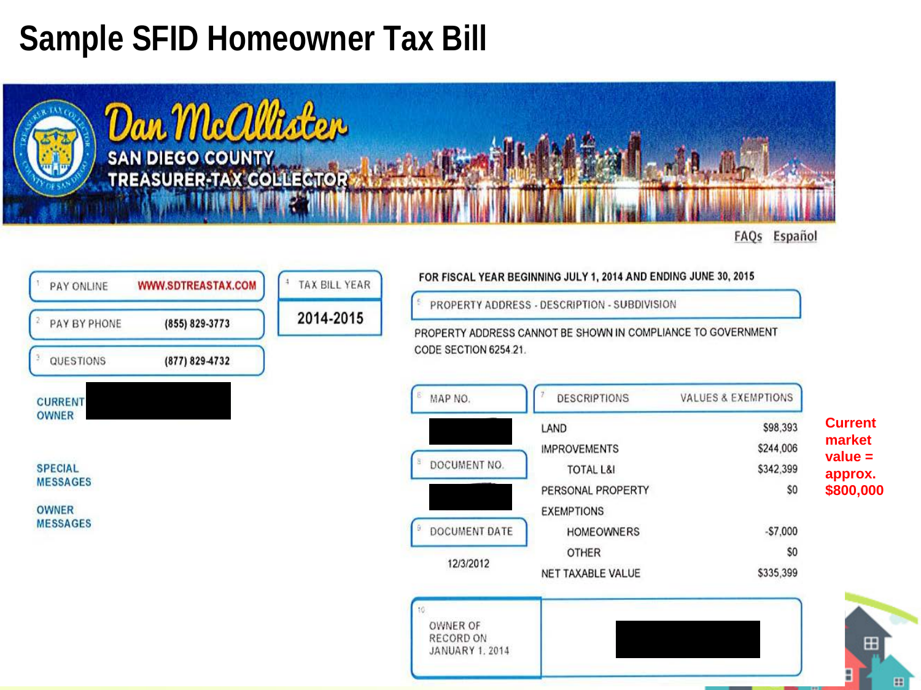# Sample SFID Homeowner Tax Bill

**Dan McAllister**
**SAN DIEGO COUNTY TREASURER-TAX COLLECTOR**

FAQs Español

| | | |
|---|---|---|
| 1 PAY ONLINE | WWW.SDTREASTAX.COM | |
| 2 PAY BY PHONE | (855) 829-3773 | |
| 3 QUESTIONS | (877) 829-4732 | |

| 4 TAX BILL YEAR |
|---|
| 2014-2015 |

CURRENT OWNER

SPECIAL MESSAGES

OWNER MESSAGES

FOR FISCAL YEAR BEGINNING JULY 1, 2014 AND ENDING JUNE 30, 2015

5 PROPERTY ADDRESS - DESCRIPTION - SUBDIVISION

PROPERTY ADDRESS CANNOT BE SHOWN IN COMPLIANCE TO GOVERNMENT CODE SECTION 6254.21.

6 MAP NO.

8 DOCUMENT NO.

9 DOCUMENT DATE

12/3/2012

| 7 DESCRIPTIONS | VALUES & EXEMPTIONS |
|---|---|
| LAND | $98,393 |
| IMPROVEMENTS | $244,006 |
| TOTAL L&I | $342,399 |
| PERSONAL PROPERTY | $0 |
| EXEMPTIONS | |
| HOMEOWNERS | -$7,000 |
| OTHER | $0 |
| NET TAXABLE VALUE | $335,399 |

**Current market value = approx. $800,000**

10 OWNER OF RECORD ON JANUARY 1, 2014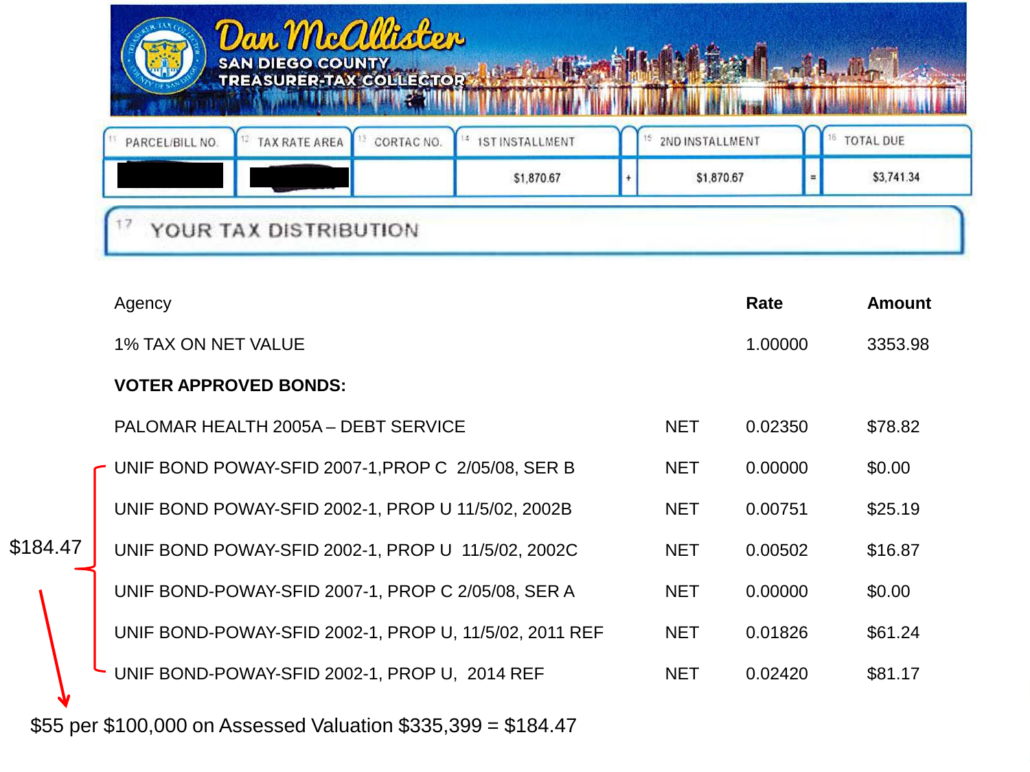**Dan McAllister**
**SAN DIEGO COUNTY TREASURER-TAX COLLECTOR**

| 11 PARCEL/BILL NO. | 12 TAX RATE AREA | 13 CORTAC NO. | 14 1ST INSTALLMENT | | 15 2ND INSTALLMENT | | 16 TOTAL DUE |
|---|---|---|---|---|---|---|---|
| ███ | ███ | | $1,870.67 | + | $1,870.67 | = | $3,741.34 |

## 17 YOUR TAX DISTRIBUTION

| Agency | | Rate | Amount |
|---|---|---|---|
| 1% TAX ON NET VALUE | | 1.00000 | 3353.98 |
| **VOTER APPROVED BONDS:** | | | |
| PALOMAR HEALTH 2005A – DEBT SERVICE | NET | 0.02350 | $78.82 |
| UNIF BOND POWAY-SFID 2007-1,PROP C 2/05/08, SER B | NET | 0.00000 | $0.00 |
| UNIF BOND POWAY-SFID 2002-1, PROP U 11/5/02, 2002B | NET | 0.00751 | $25.19 |
| UNIF BOND POWAY-SFID 2002-1, PROP U 11/5/02, 2002C | NET | 0.00502 | $16.87 |
| UNIF BOND-POWAY-SFID 2007-1, PROP C 2/05/08, SER A | NET | 0.00000 | $0.00 |
| UNIF BOND-POWAY-SFID 2002-1, PROP U, 11/5/02, 2011 REF | NET | 0.01826 | $61.24 |
| UNIF BOND-POWAY-SFID 2002-1, PROP U, 2014 REF | NET | 0.02420 | $81.17 |

$184.47

$55 per $100,000 on Assessed Valuation $335,399 = $184.47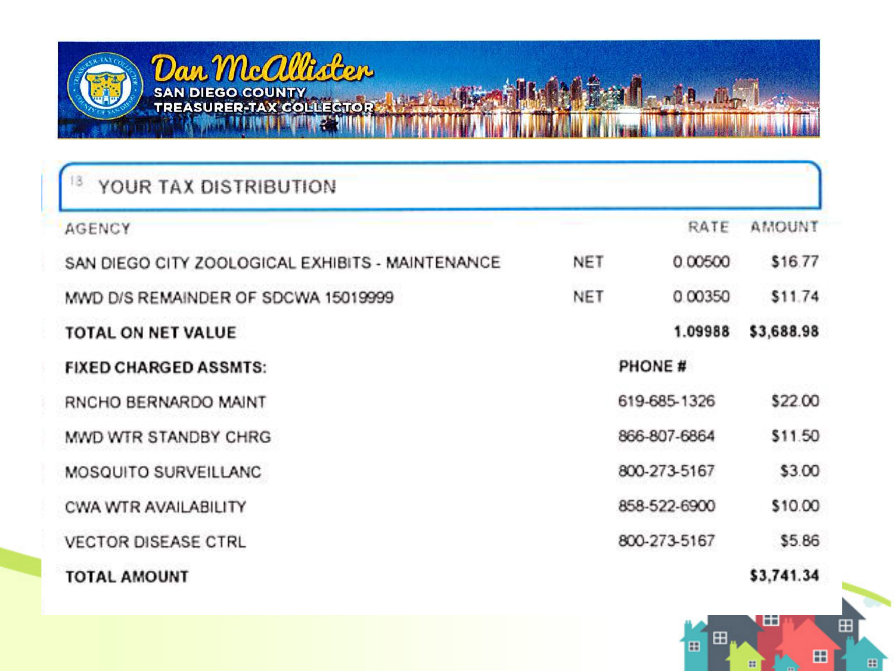Dan McAllister
SAN DIEGO COUNTY
TREASURER-TAX COLLECTOR

## 13 YOUR TAX DISTRIBUTION

| AGENCY | | RATE | AMOUNT |
|---|---|---|---|
| SAN DIEGO CITY ZOOLOGICAL EXHIBITS - MAINTENANCE | NET | 0.00500 | $16.77 |
| MWD D/S REMAINDER OF SDCWA 15019999 | NET | 0.00350 | $11.74 |
| **TOTAL ON NET VALUE** | | **1.09988** | **$3,688.98** |
| **FIXED CHARGED ASSMTS:** | | **PHONE #** | |
| RNCHO BERNARDO MAINT | | 619-685-1326 | $22.00 |
| MWD WTR STANDBY CHRG | | 866-807-6864 | $11.50 |
| MOSQUITO SURVEILLANC | | 800-273-5167 | $3.00 |
| CWA WTR AVAILABILITY | | 858-522-6900 | $10.00 |
| VECTOR DISEASE CTRL | | 800-273-5167 | $5.86 |
| **TOTAL AMOUNT** | | | **$3,741.34** |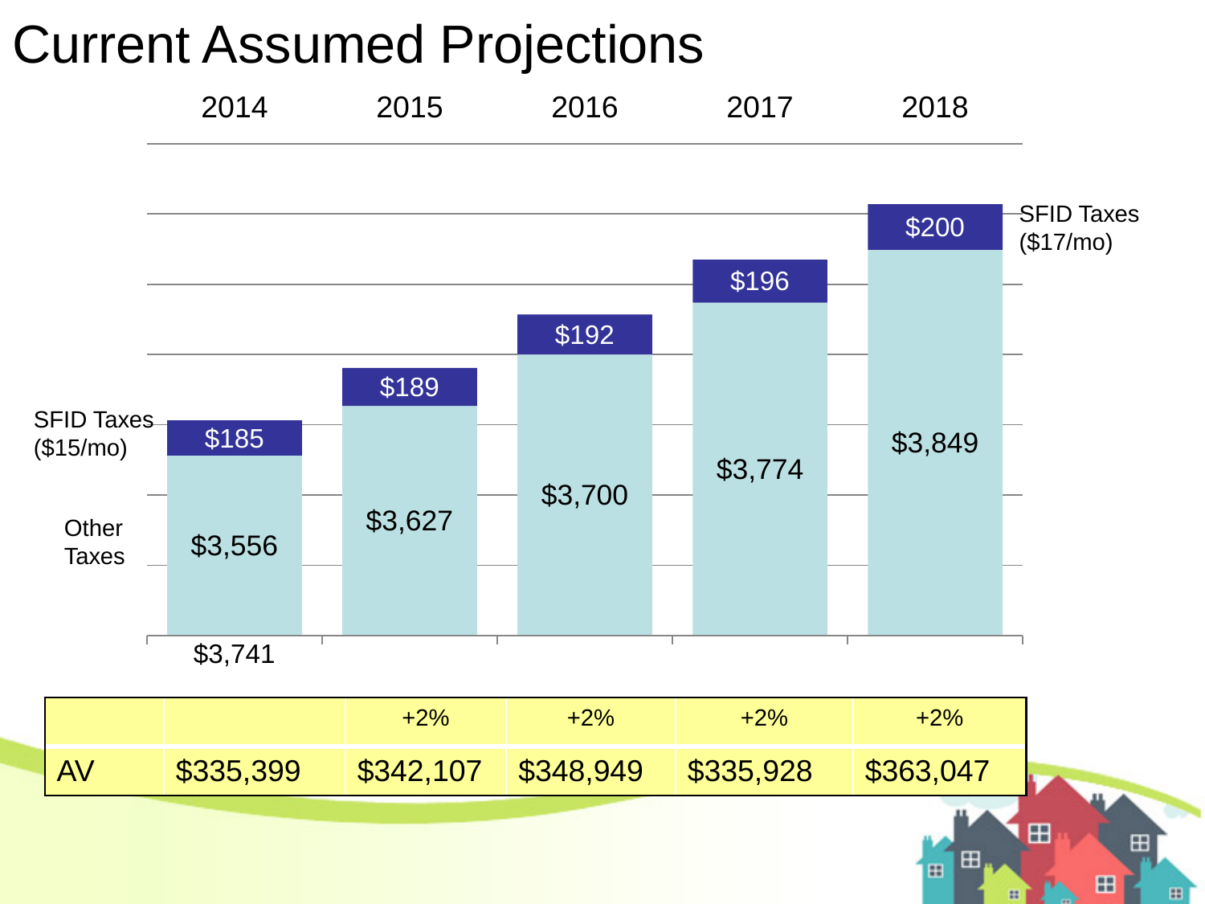# Current Assumed Projections

| | 2014 | 2015 | 2016 | 2017 | 2018 |
|---|---|---|---|---|---|
| SFID Taxes | $185 | $189 | $192 | $196 | $200 |
| Other Taxes | $3,556 | $3,627 | $3,700 | $3,774 | $3,849 |

SFID Taxes ($15/mo)

SFID Taxes ($17/mo)

$3,741

| | | +2% | +2% | +2% | +2% |
|---|---|---|---|---|---|
| AV | $335,399 | $342,107 | $348,949 | $335,928 | $363,047 |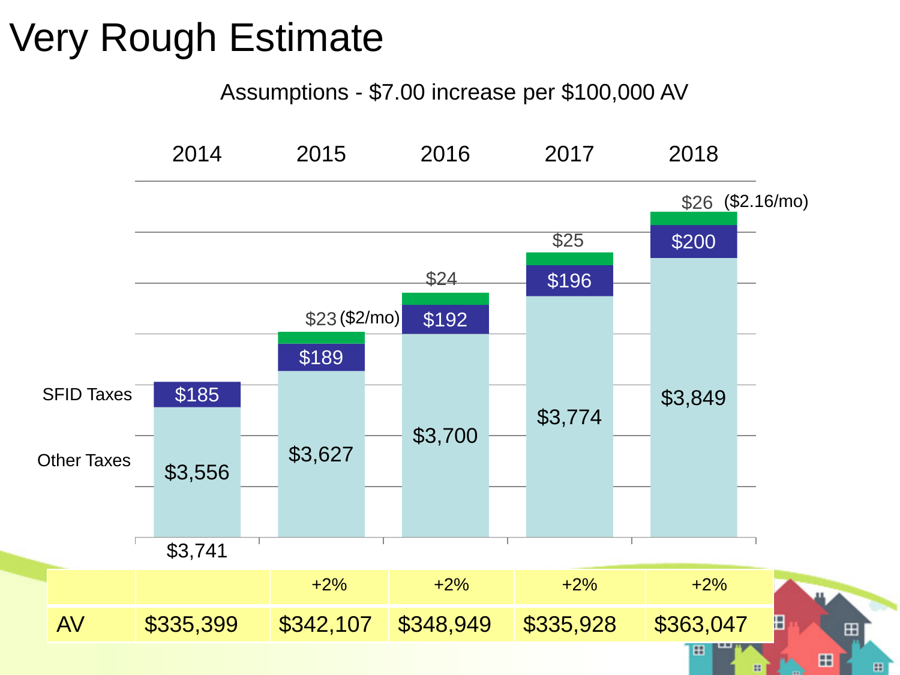# Very Rough Estimate

Assumptions - $7.00 increase per $100,000 AV

| | 2014 | 2015 | 2016 | 2017 | 2018 |
|---|---|---|---|---|---|
| Increase | | $23 ($2/mo) | $24 | $25 | $26 ($2.16/mo) |
| SFID Taxes | $185 | $189 | $192 | $196 | $200 |
| Other Taxes | $3,556 | $3,627 | $3,700 | $3,774 | $3,849 |
| Total | $3,741 | | | | |

| | | +2% | +2% | +2% | +2% |
|---|---|---|---|---|---|
| AV | $335,399 | $342,107 | $348,949 | $335,928 | $363,047 |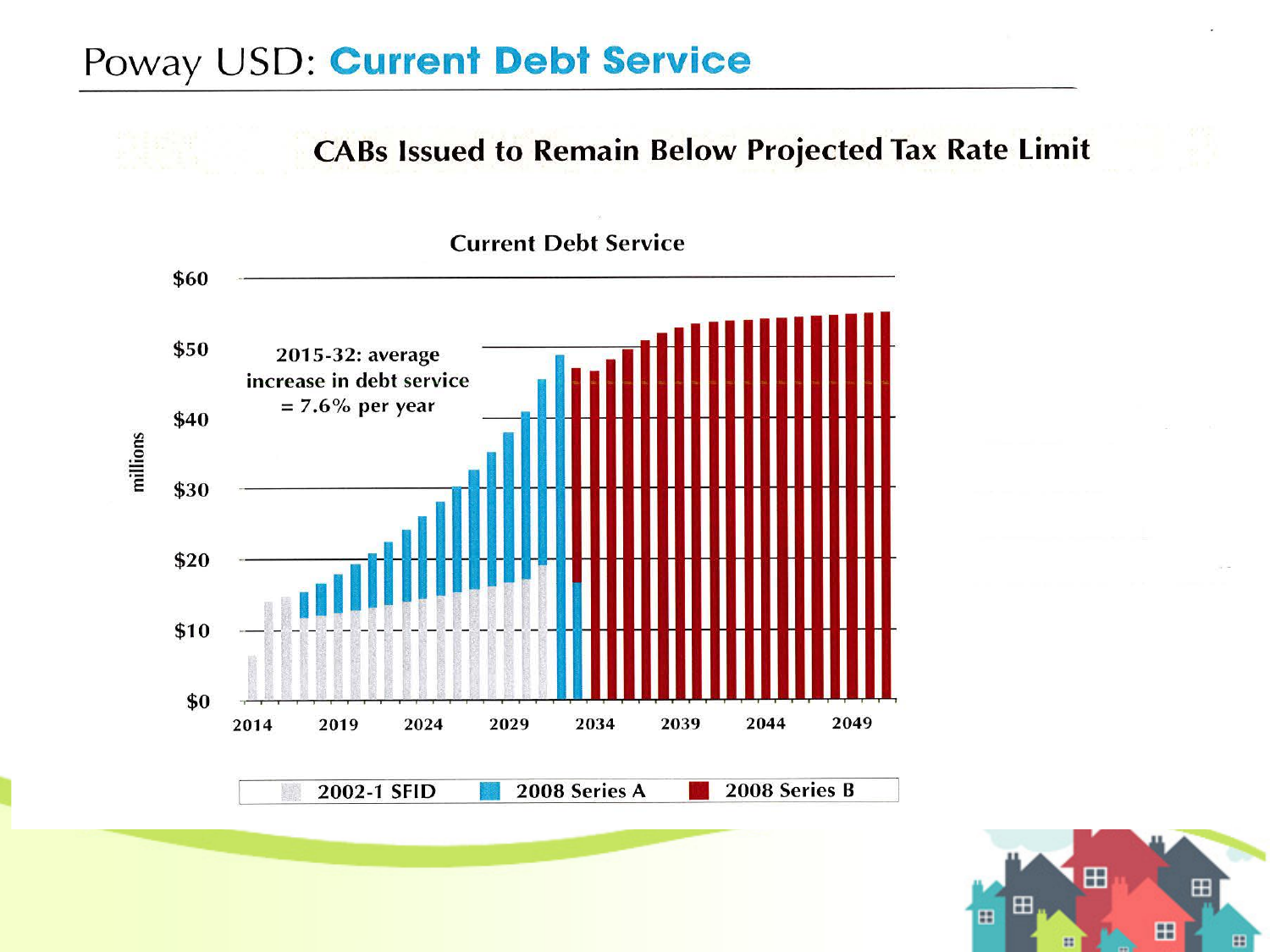# Poway USD: Current Debt Service

## CABs Issued to Remain Below Projected Tax Rate Limit

Current Debt Service

2015-32: average increase in debt service = 7.6% per year

millions

$60, $50, $40, $30, $20, $10, $0

2014, 2019, 2024, 2029, 2034, 2039, 2044, 2049

2002-1 SFID | 2008 Series A | 2008 Series B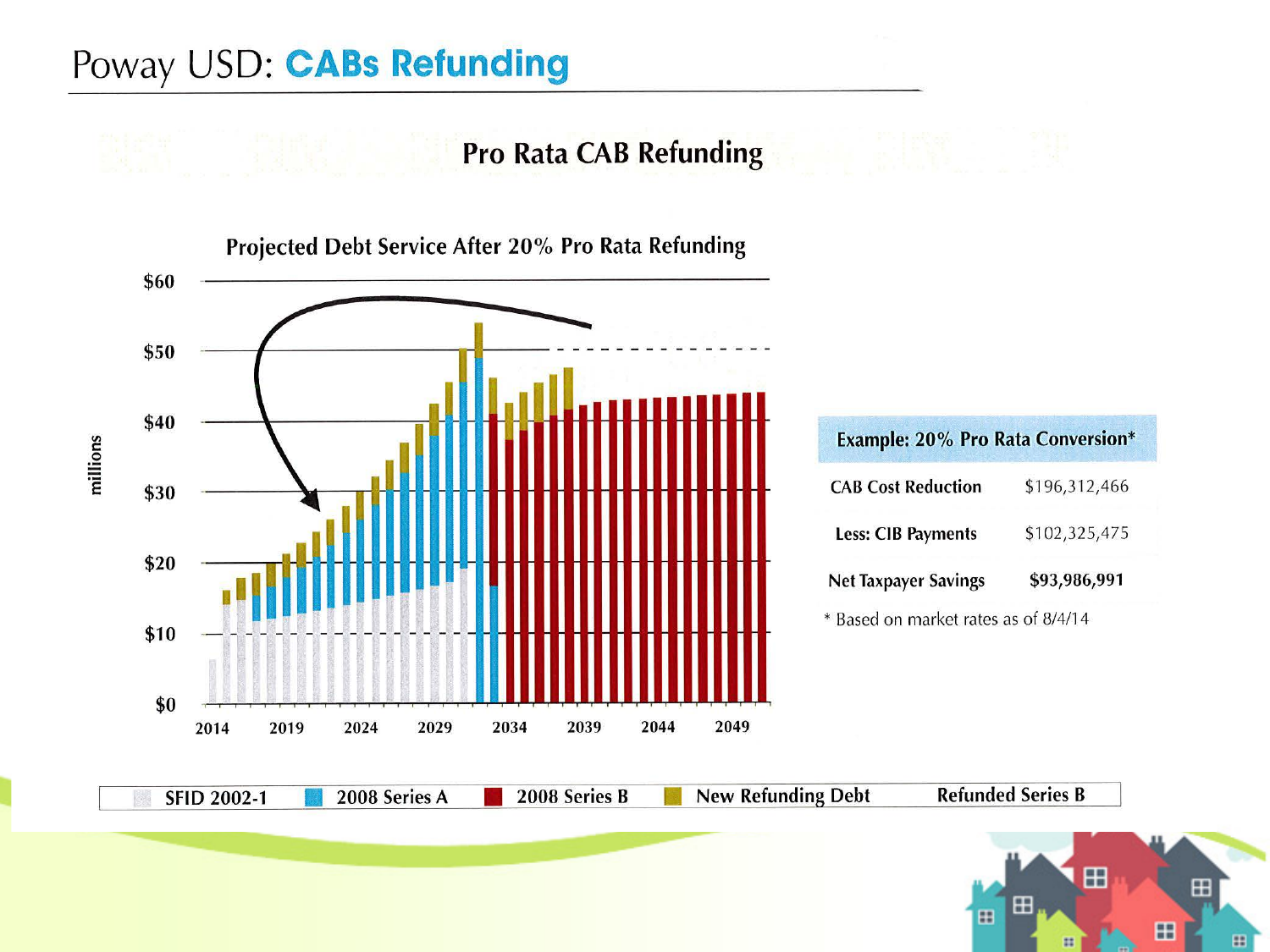# Poway USD: CABs Refunding

## Pro Rata CAB Refunding

### Projected Debt Service After 20% Pro Rata Refunding

millions

$60
$50
$40
$30
$20
$10
$0

2014 2019 2024 2029 2034 2039 2044 2049

SFID 2002-1 | 2008 Series A | 2008 Series B | New Refunding Debt | Refunded Series B

| Example: 20% Pro Rata Conversion* | |
|---|---|
| CAB Cost Reduction | $196,312,466 |
| Less: CIB Payments | $102,325,475 |
| **Net Taxpayer Savings** | **$93,986,991** |

\* Based on market rates as of 8/4/14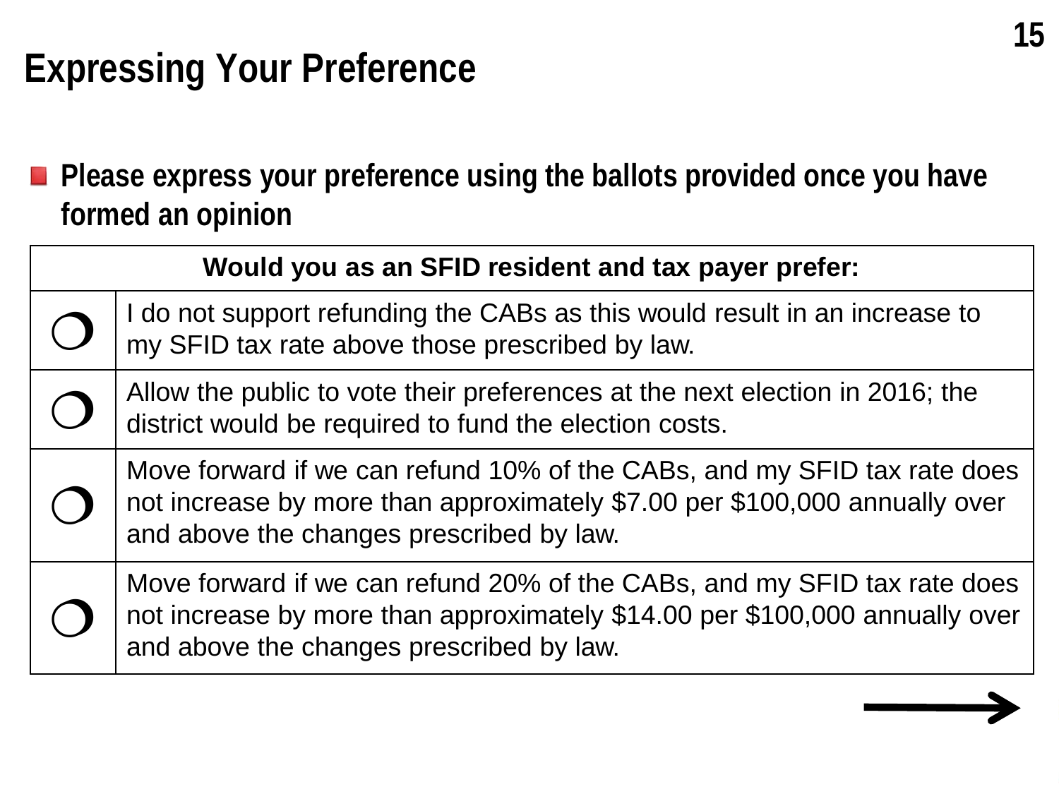# Expressing Your Preference

- **Please express your preference using the ballots provided once you have formed an opinion**

| Would you as an SFID resident and tax payer prefer: | |
|---|---|
| ❍ | I do not support refunding the CABs as this would result in an increase to my SFID tax rate above those prescribed by law. |
| ❍ | Allow the public to vote their preferences at the next election in 2016; the district would be required to fund the election costs. |
| ❍ | Move forward if we can refund 10% of the CABs, and my SFID tax rate does not increase by more than approximately $7.00 per $100,000 annually over and above the changes prescribed by law. |
| ❍ | Move forward if we can refund 20% of the CABs, and my SFID tax rate does not increase by more than approximately $14.00 per $100,000 annually over and above the changes prescribed by law. |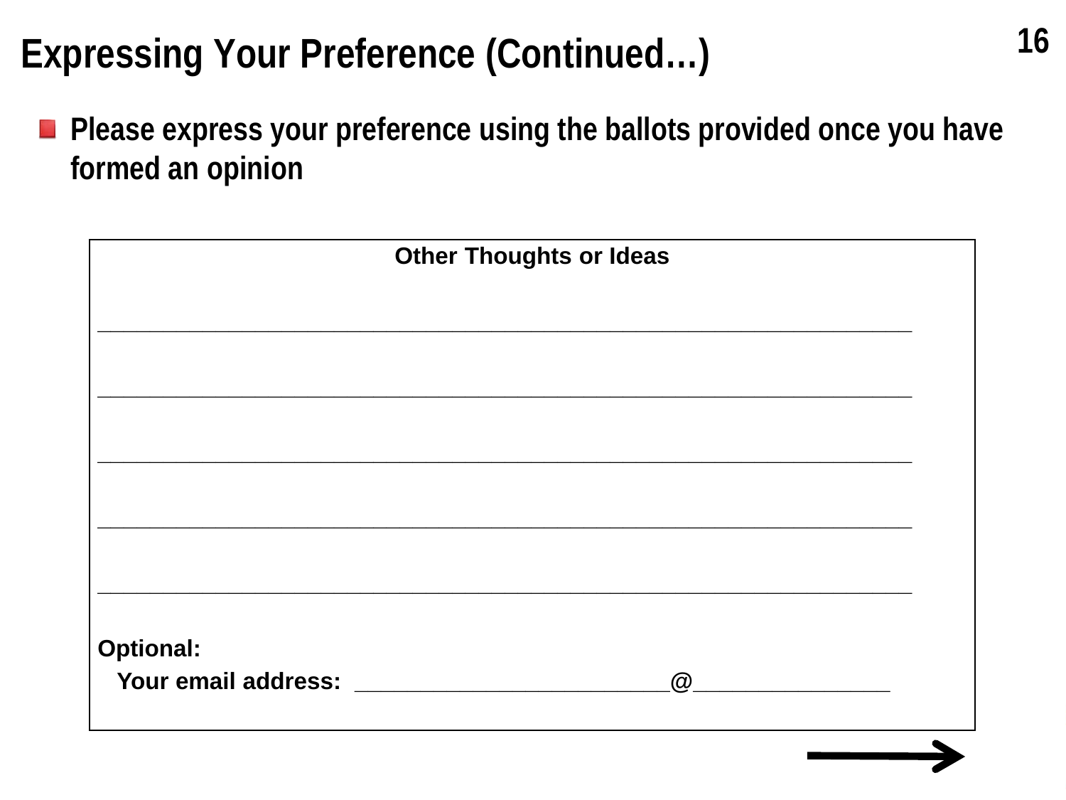# Expressing Your Preference (Continued…)

- **Please express your preference using the ballots provided once you have formed an opinion**

**Other Thoughts or Ideas**

\_\_\_\_\_\_\_\_\_\_\_\_\_\_\_\_\_\_\_\_\_\_\_\_\_\_\_\_\_\_\_\_\_\_\_\_\_\_\_\_\_\_\_\_\_\_\_\_\_\_\_\_\_\_\_\_\_\_\_\_\_\_\_\_\_\_\_\_\_\_\_\_

\_\_\_\_\_\_\_\_\_\_\_\_\_\_\_\_\_\_\_\_\_\_\_\_\_\_\_\_\_\_\_\_\_\_\_\_\_\_\_\_\_\_\_\_\_\_\_\_\_\_\_\_\_\_\_\_\_\_\_\_\_\_\_\_\_\_\_\_\_\_\_\_

\_\_\_\_\_\_\_\_\_\_\_\_\_\_\_\_\_\_\_\_\_\_\_\_\_\_\_\_\_\_\_\_\_\_\_\_\_\_\_\_\_\_\_\_\_\_\_\_\_\_\_\_\_\_\_\_\_\_\_\_\_\_\_\_\_\_\_\_\_\_\_\_

\_\_\_\_\_\_\_\_\_\_\_\_\_\_\_\_\_\_\_\_\_\_\_\_\_\_\_\_\_\_\_\_\_\_\_\_\_\_\_\_\_\_\_\_\_\_\_\_\_\_\_\_\_\_\_\_\_\_\_\_\_\_\_\_\_\_\_\_\_\_\_\_

\_\_\_\_\_\_\_\_\_\_\_\_\_\_\_\_\_\_\_\_\_\_\_\_\_\_\_\_\_\_\_\_\_\_\_\_\_\_\_\_\_\_\_\_\_\_\_\_\_\_\_\_\_\_\_\_\_\_\_\_\_\_\_\_\_\_\_\_\_\_\_\_

**Optional:**

**Your email address:** \_\_\_\_\_\_\_\_\_\_\_\_\_\_\_\_\_\_\_\_\_\_\_\_\_\_\_@\_\_\_\_\_\_\_\_\_\_\_\_\_\_\_\_\_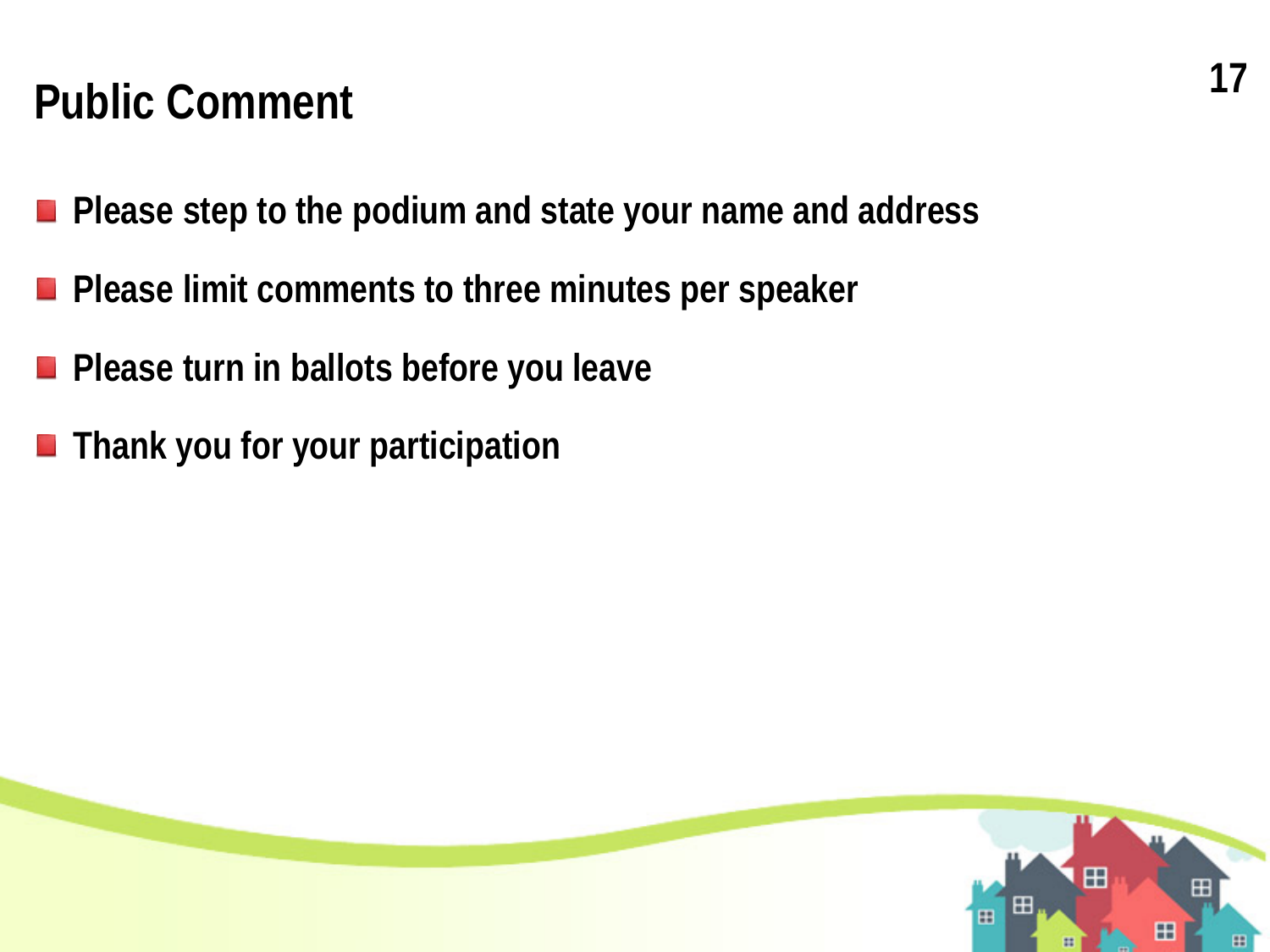# Public Comment

- Please step to the podium and state your name and address
- Please limit comments to three minutes per speaker
- Please turn in ballots before you leave
- Thank you for your participation